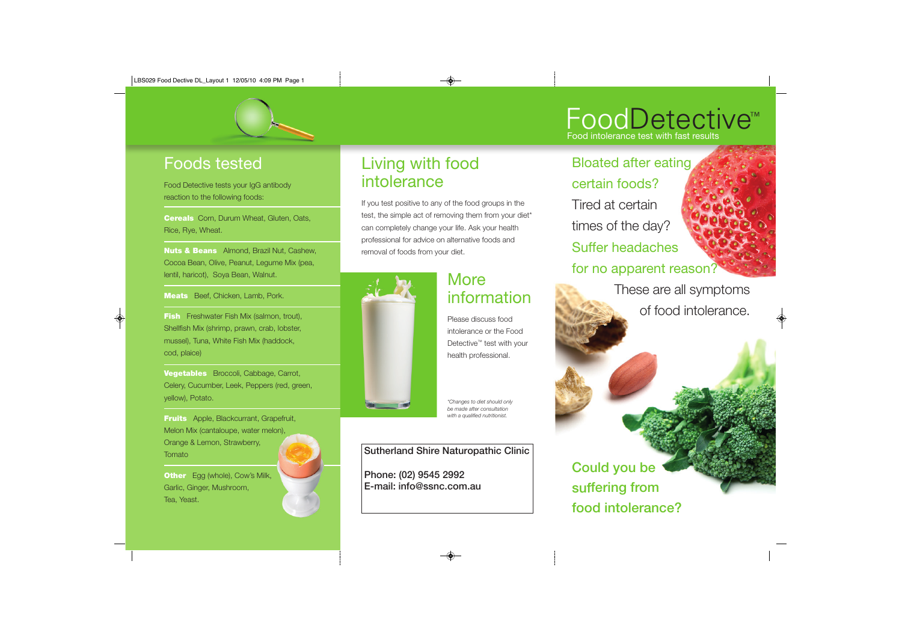# FoodDetective™

Food intolerance test with fast results

## Foods tested

Food Detective tests your IgG antibody reaction to the following foods:

**Cereals** Corn, Durum Wheat, Gluten, Oats, Rice, Rye, Wheat.

**Nuts & Beans** Almond, Brazil Nut, Cashew, Cocoa Bean, Olive, Peanut, Legume Mix (pea, lentil, haricot), Soya Bean, Walnut.

**Meats** Beef, Chicken, Lamb, Pork.

**Fish** Freshwater Fish Mix (salmon, trout), Shellfish Mix (shrimp, prawn, crab, lobster, mussel), Tuna, White Fish Mix (haddock, cod, plaice)

**Vegetables** Broccoli, Cabbage, Carrot, Celery, Cucumber, Leek, Peppers (red, green, yellow), Potato.

**Fruits** Apple, Blackcurrant, Grapefruit, Melon Mix (cantaloupe, water melon), Orange & Lemon, Strawberry, Tomato

**Other** Egg (whole), Cow's Milk, Garlic, Ginger, Mushroom, Tea, Yeast.

## Living with food intolerance

If you test positive to any of the food groups in the test, the simple act of removing them from your diet* can completely change your life. Ask your health professional for advice on alternative foods and removal of foods from your diet.

## More information

Please discuss food intolerance or the Food Detective™ test with your health professional.

*\*Changes to diet should only be made after consultation with a qualified nutritionist.*

Sutherland Shire Naturopathic Clinic

Phone: (02) 9545 2992
E-mail: info@ssnc.com.au

Bloated after eating certain foods?

Tired at certain times of the day?

Suffer headaches for no apparent reason?

These are all symptoms of food intolerance.

Could you be suffering from food intolerance?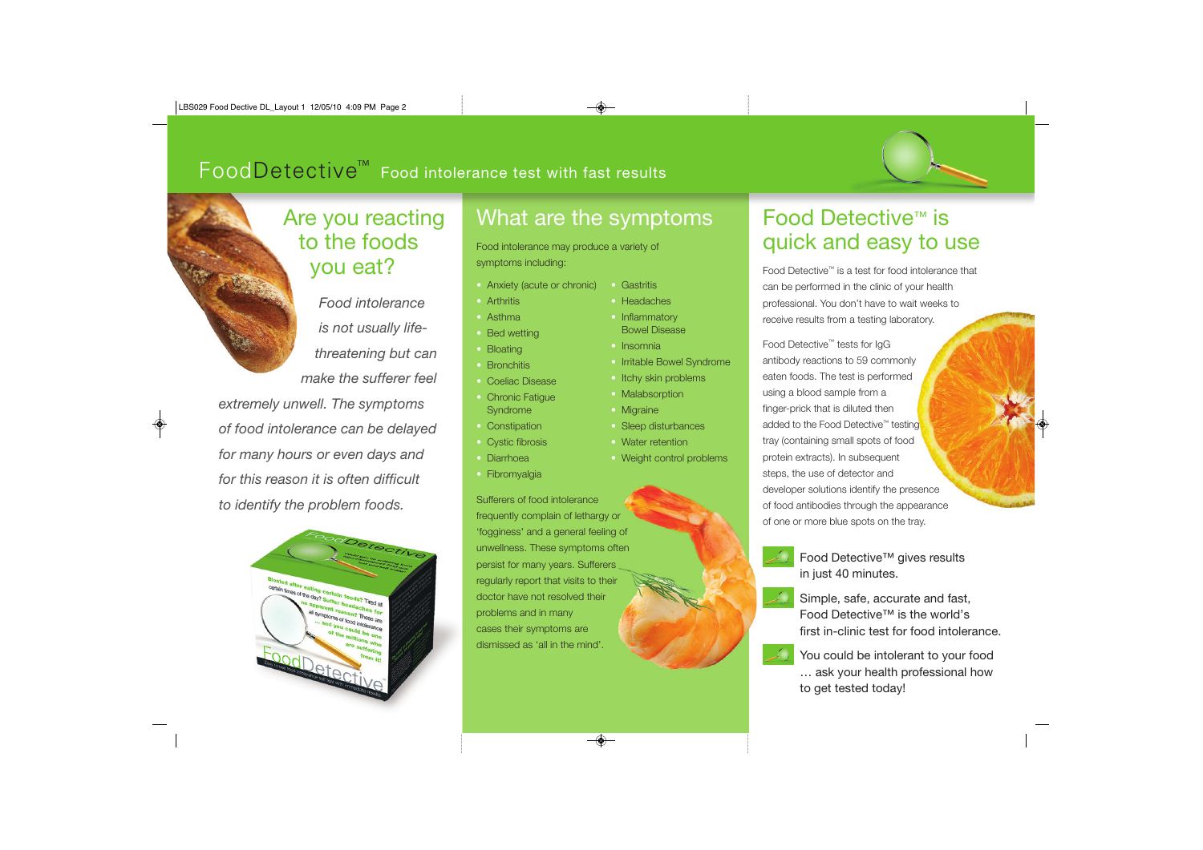# FoodDetective™ Food intolerance test with fast results

## Are you reacting to the foods you eat?

*Food intolerance is not usually life-threatening but can make the sufferer feel extremely unwell. The symptoms of food intolerance can be delayed for many hours or even days and for this reason it is often difficult to identify the problem foods.*

## What are the symptoms

Food intolerance may produce a variety of symptoms including:

- Anxiety (acute or chronic)
- Arthritis
- Asthma
- Bed wetting
- Bloating
- Bronchitis
- Coeliac Disease
- Chronic Fatigue Syndrome
- Constipation
- Cystic fibrosis
- Diarrhoea
- Fibromyalgia
- Gastritis
- Headaches
- Inflammatory Bowel Disease
- Insomnia
- Irritable Bowel Syndrome
- Itchy skin problems
- Malabsorption
- Migraine
- Sleep disturbances
- Water retention
- Weight control problems

Sufferers of food intolerance frequently complain of lethargy or 'fogginess' and a general feeling of unwellness. These symptoms often persist for many years. Sufferers regularly report that visits to their doctor have not resolved their problems and in many cases their symptoms are dismissed as 'all in the mind'.

## Food Detective™ is quick and easy to use

Food Detective™ is a test for food intolerance that can be performed in the clinic of your health professional. You don't have to wait weeks to receive results from a testing laboratory.

Food Detective™ tests for IgG antibody reactions to 59 commonly eaten foods. The test is performed using a blood sample from a finger-prick that is diluted then added to the Food Detective™ testing tray (containing small spots of food protein extracts). In subsequent steps, the use of detector and developer solutions identify the presence of food antibodies through the appearance of one or more blue spots on the tray.

- Food Detective™ gives results in just 40 minutes.
- Simple, safe, accurate and fast, Food Detective™ is the world's first in-clinic test for food intolerance.
- You could be intolerant to your food … ask your health professional how to get tested today!